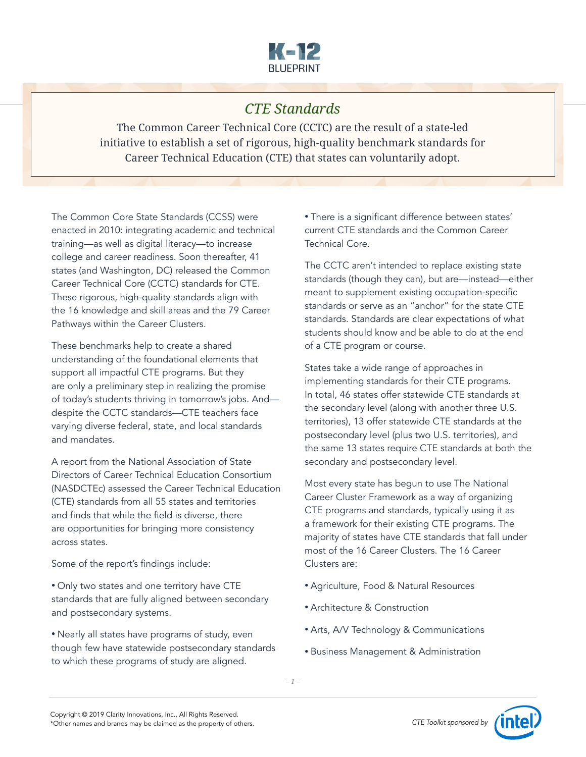# CTE Standards

The Common Career Technical Core (CCTC) are the result of a state-led initiative to establish a set of rigorous, high-quality benchmark standards for Career Technical Education (CTE) that states can voluntarily adopt.

The Common Core State Standards (CCSS) were enacted in 2010: integrating academic and technical training—as well as digital literacy—to increase college and career readiness. Soon thereafter, 41 states (and Washington, DC) released the Common Career Technical Core (CCTC) standards for CTE. These rigorous, high-quality standards align with the 16 knowledge and skill areas and the 79 Career Pathways within the Career Clusters.

These benchmarks help to create a shared understanding of the foundational elements that support all impactful CTE programs. But they are only a preliminary step in realizing the promise of today's students thriving in tomorrow's jobs. And—despite the CCTC standards—CTE teachers face varying diverse federal, state, and local standards and mandates.

A report from the National Association of State Directors of Career Technical Education Consortium (NASDCTEc) assessed the Career Technical Education (CTE) standards from all 55 states and territories and finds that while the field is diverse, there are opportunities for bringing more consistency across states.

Some of the report's findings include:

- Only two states and one territory have CTE standards that are fully aligned between secondary and postsecondary systems.
- Nearly all states have programs of study, even though few have statewide postsecondary standards to which these programs of study are aligned.
- There is a significant difference between states' current CTE standards and the Common Career Technical Core.

The CCTC aren't intended to replace existing state standards (though they can), but are—instead—either meant to supplement existing occupation-specific standards or serve as an "anchor" for the state CTE standards. Standards are clear expectations of what students should know and be able to do at the end of a CTE program or course.

States take a wide range of approaches in implementing standards for their CTE programs. In total, 46 states offer statewide CTE standards at the secondary level (along with another three U.S. territories), 13 offer statewide CTE standards at the postsecondary level (plus two U.S. territories), and the same 13 states require CTE standards at both the secondary and postsecondary level.

Most every state has begun to use The National Career Cluster Framework as a way of organizing CTE programs and standards, typically using it as a framework for their existing CTE programs. The majority of states have CTE standards that fall under most of the 16 Career Clusters. The 16 Career Clusters are:

- Agriculture, Food & Natural Resources
- Architecture & Construction
- Arts, A/V Technology & Communications
- Business Management & Administration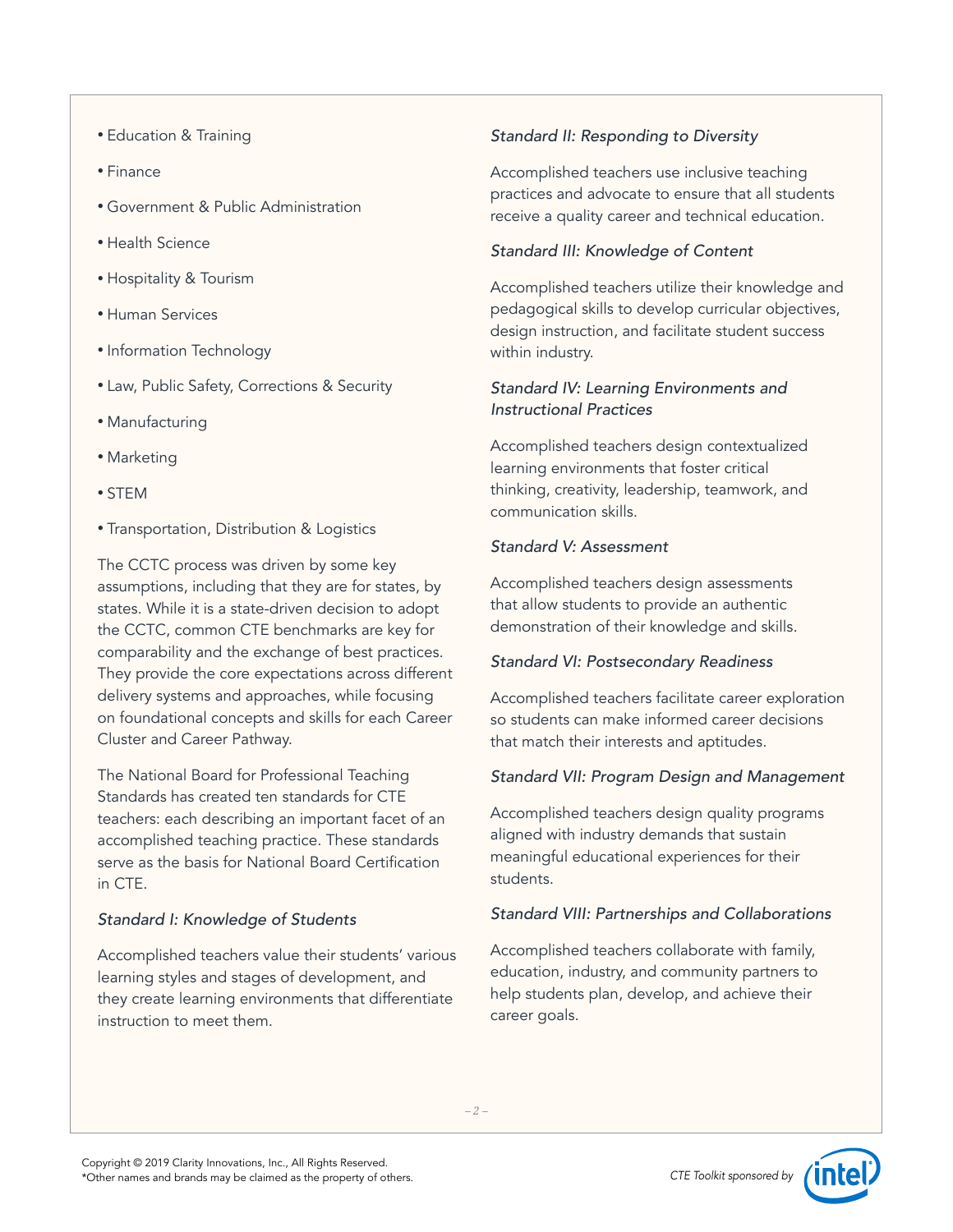- Education & Training
- Finance
- Government & Public Administration
- Health Science
- Hospitality & Tourism
- Human Services
- Information Technology
- Law, Public Safety, Corrections & Security
- Manufacturing
- Marketing
- STEM
- Transportation, Distribution & Logistics

The CCTC process was driven by some key assumptions, including that they are for states, by states. While it is a state-driven decision to adopt the CCTC, common CTE benchmarks are key for comparability and the exchange of best practices. They provide the core expectations across different delivery systems and approaches, while focusing on foundational concepts and skills for each Career Cluster and Career Pathway.

The National Board for Professional Teaching Standards has created ten standards for CTE teachers: each describing an important facet of an accomplished teaching practice. These standards serve as the basis for National Board Certification in CTE.

*Standard I: Knowledge of Students*

Accomplished teachers value their students' various learning styles and stages of development, and they create learning environments that differentiate instruction to meet them.

*Standard II: Responding to Diversity*

Accomplished teachers use inclusive teaching practices and advocate to ensure that all students receive a quality career and technical education.

*Standard III: Knowledge of Content*

Accomplished teachers utilize their knowledge and pedagogical skills to develop curricular objectives, design instruction, and facilitate student success within industry.

*Standard IV: Learning Environments and Instructional Practices*

Accomplished teachers design contextualized learning environments that foster critical thinking, creativity, leadership, teamwork, and communication skills.

*Standard V: Assessment*

Accomplished teachers design assessments that allow students to provide an authentic demonstration of their knowledge and skills.

*Standard VI: Postsecondary Readiness*

Accomplished teachers facilitate career exploration so students can make informed career decisions that match their interests and aptitudes.

*Standard VII: Program Design and Management*

Accomplished teachers design quality programs aligned with industry demands that sustain meaningful educational experiences for their students.

*Standard VIII: Partnerships and Collaborations*

Accomplished teachers collaborate with family, education, industry, and community partners to help students plan, develop, and achieve their career goals.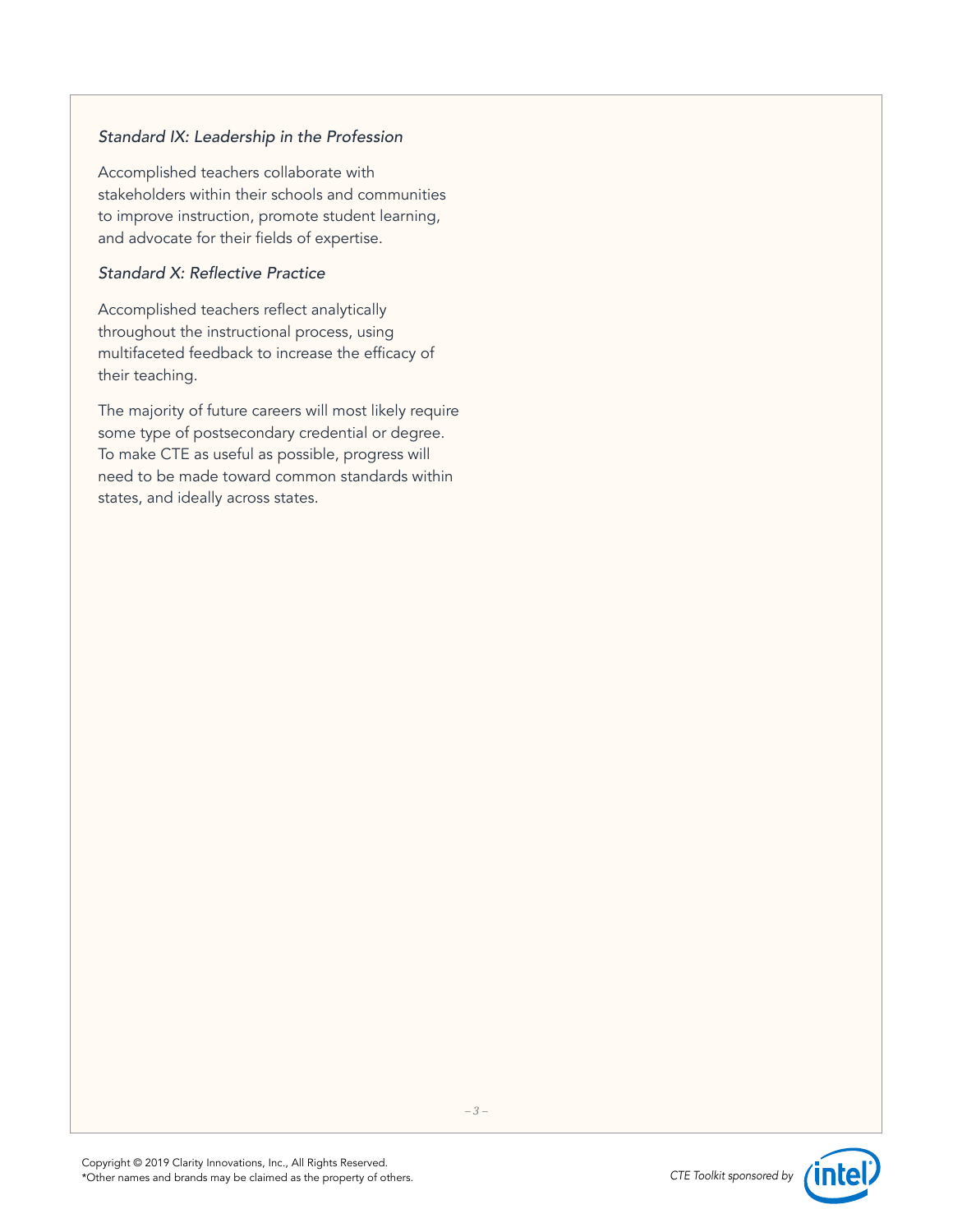*Standard IX: Leadership in the Profession*

Accomplished teachers collaborate with stakeholders within their schools and communities to improve instruction, promote student learning, and advocate for their fields of expertise.

*Standard X: Reflective Practice*

Accomplished teachers reflect analytically throughout the instructional process, using multifaceted feedback to increase the efficacy of their teaching.

The majority of future careers will most likely require some type of postsecondary credential or degree. To make CTE as useful as possible, progress will need to be made toward common standards within states, and ideally across states.